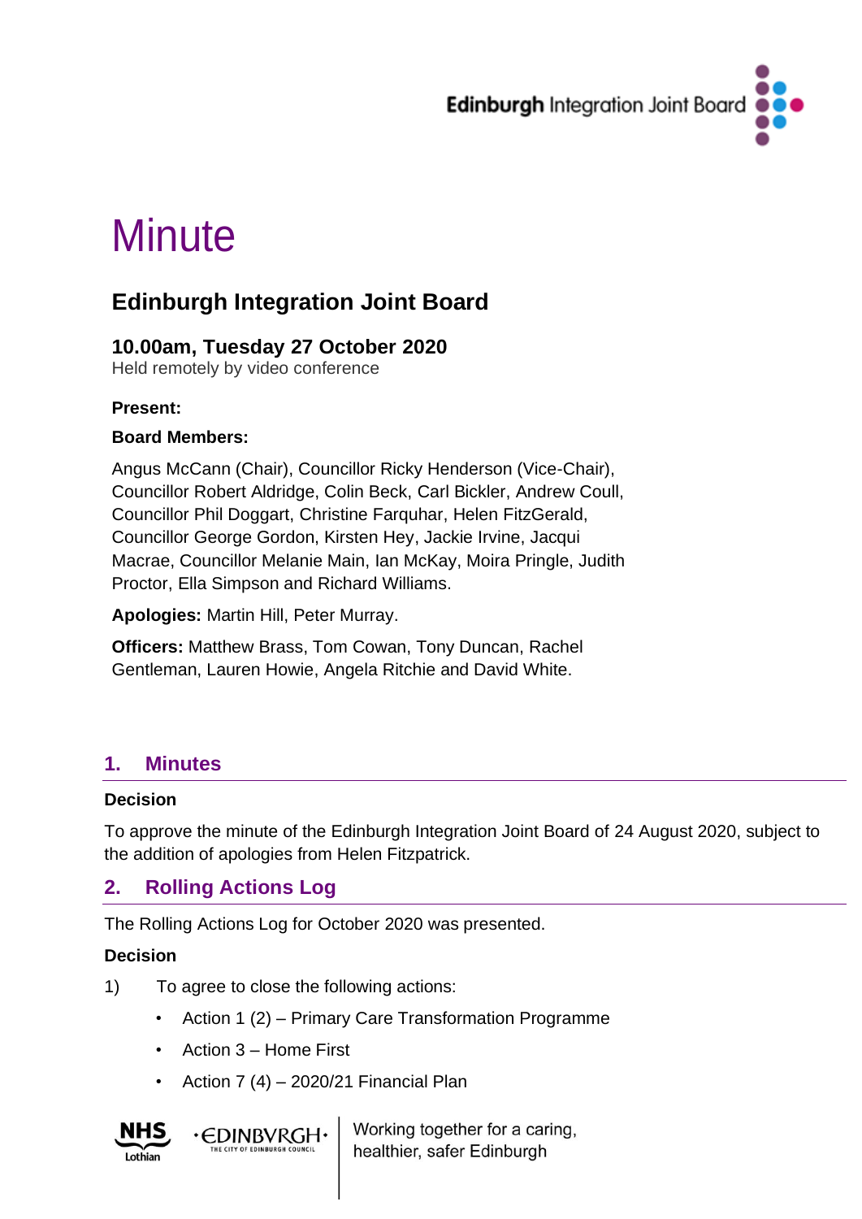Edinburgh Integration Joint Board

# Minute

## Edinburgh Integration Joint Board

### 10.00am, Tuesday 27 October 2020

Held remotely by video conference

**Present:**

**Board Members:**

Angus McCann (Chair), Councillor Ricky Henderson (Vice-Chair), Councillor Robert Aldridge, Colin Beck, Carl Bickler, Andrew Coull, Councillor Phil Doggart, Christine Farquhar, Helen FitzGerald, Councillor George Gordon, Kirsten Hey, Jackie Irvine, Jacqui Macrae, Councillor Melanie Main, Ian McKay, Moira Pringle, Judith Proctor, Ella Simpson and Richard Williams.

**Apologies:** Martin Hill, Peter Murray.

**Officers:** Matthew Brass, Tom Cowan, Tony Duncan, Rachel Gentleman, Lauren Howie, Angela Ritchie and David White.

## 1. Minutes

**Decision**

To approve the minute of the Edinburgh Integration Joint Board of 24 August 2020, subject to the addition of apologies from Helen Fitzpatrick.

## 2. Rolling Actions Log

The Rolling Actions Log for October 2020 was presented.

**Decision**

1) To agree to close the following actions:

- Action 1 (2) – Primary Care Transformation Programme
- Action 3 – Home First
- Action 7 (4) – 2020/21 Financial Plan

Working together for a caring, healthier, safer Edinburgh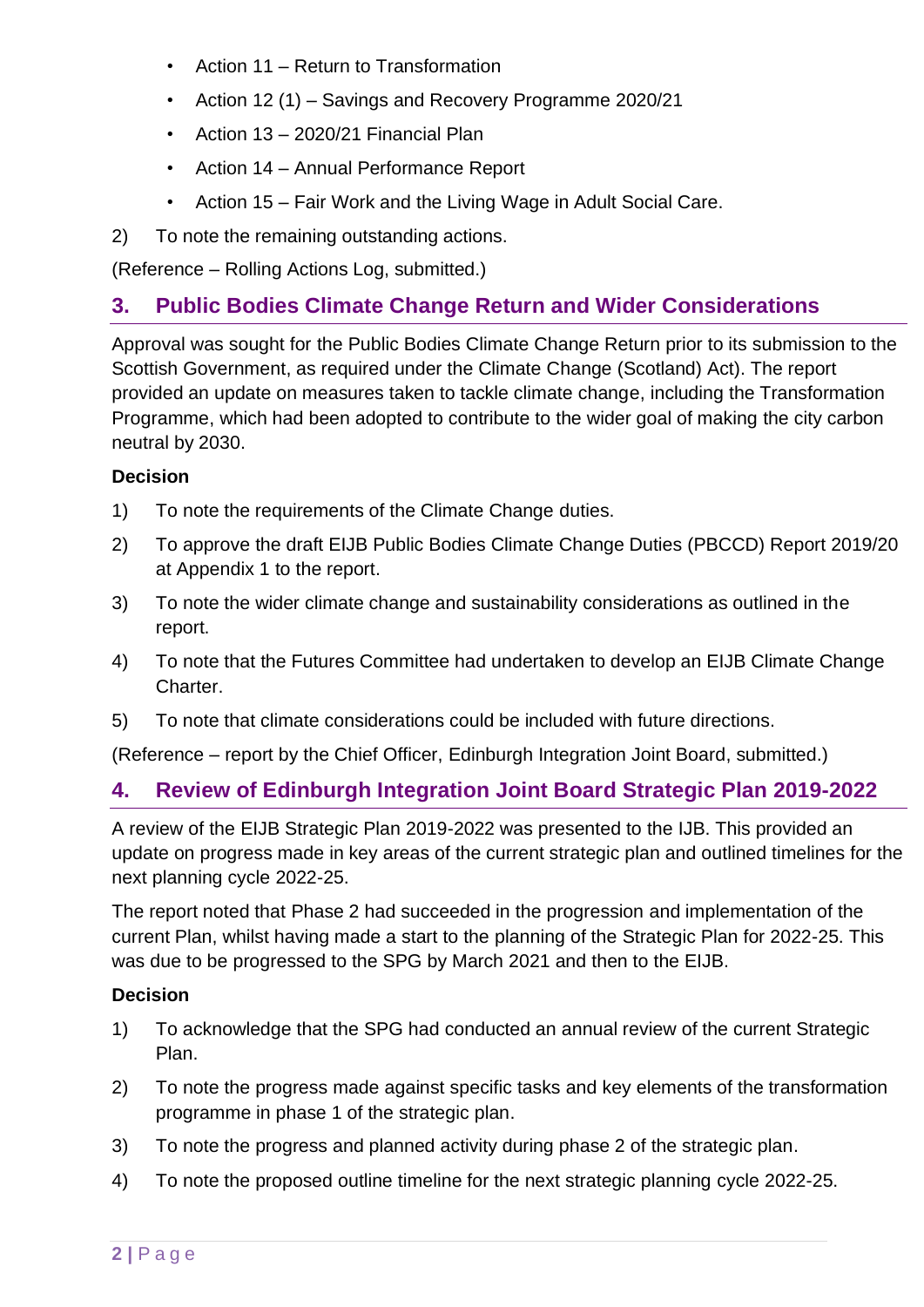- Action 11 – Return to Transformation
- Action 12 (1) – Savings and Recovery Programme 2020/21
- Action 13 – 2020/21 Financial Plan
- Action 14 – Annual Performance Report
- Action 15 – Fair Work and the Living Wage in Adult Social Care.

2) To note the remaining outstanding actions.

(Reference – Rolling Actions Log, submitted.)

## 3. Public Bodies Climate Change Return and Wider Considerations

Approval was sought for the Public Bodies Climate Change Return prior to its submission to the Scottish Government, as required under the Climate Change (Scotland) Act). The report provided an update on measures taken to tackle climate change, including the Transformation Programme, which had been adopted to contribute to the wider goal of making the city carbon neutral by 2030.

**Decision**

1) To note the requirements of the Climate Change duties.
2) To approve the draft EIJB Public Bodies Climate Change Duties (PBCCD) Report 2019/20 at Appendix 1 to the report.
3) To note the wider climate change and sustainability considerations as outlined in the report.
4) To note that the Futures Committee had undertaken to develop an EIJB Climate Change Charter.
5) To note that climate considerations could be included with future directions.

(Reference – report by the Chief Officer, Edinburgh Integration Joint Board, submitted.)

## 4. Review of Edinburgh Integration Joint Board Strategic Plan 2019-2022

A review of the EIJB Strategic Plan 2019-2022 was presented to the IJB. This provided an update on progress made in key areas of the current strategic plan and outlined timelines for the next planning cycle 2022-25.

The report noted that Phase 2 had succeeded in the progression and implementation of the current Plan, whilst having made a start to the planning of the Strategic Plan for 2022-25. This was due to be progressed to the SPG by March 2021 and then to the EIJB.

**Decision**

1) To acknowledge that the SPG had conducted an annual review of the current Strategic Plan.
2) To note the progress made against specific tasks and key elements of the transformation programme in phase 1 of the strategic plan.
3) To note the progress and planned activity during phase 2 of the strategic plan.
4) To note the proposed outline timeline for the next strategic planning cycle 2022-25.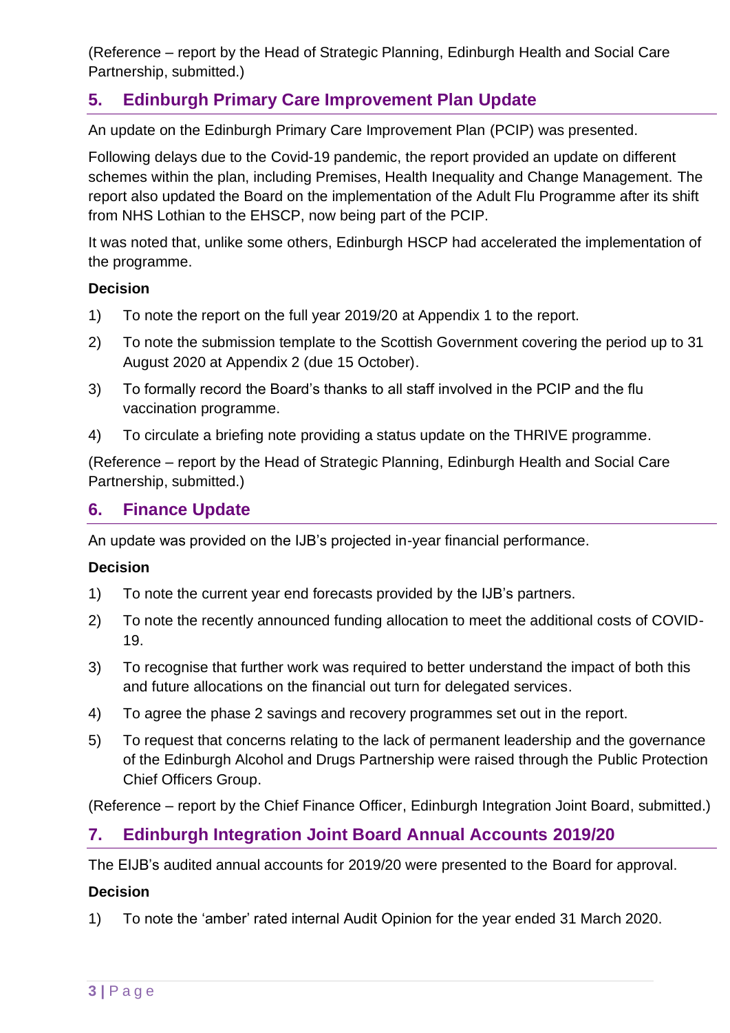(Reference – report by the Head of Strategic Planning, Edinburgh Health and Social Care Partnership, submitted.)

## 5. Edinburgh Primary Care Improvement Plan Update

An update on the Edinburgh Primary Care Improvement Plan (PCIP) was presented.

Following delays due to the Covid-19 pandemic, the report provided an update on different schemes within the plan, including Premises, Health Inequality and Change Management. The report also updated the Board on the implementation of the Adult Flu Programme after its shift from NHS Lothian to the EHSCP, now being part of the PCIP.

It was noted that, unlike some others, Edinburgh HSCP had accelerated the implementation of the programme.

**Decision**

1) To note the report on the full year 2019/20 at Appendix 1 to the report.
2) To note the submission template to the Scottish Government covering the period up to 31 August 2020 at Appendix 2 (due 15 October).
3) To formally record the Board's thanks to all staff involved in the PCIP and the flu vaccination programme.
4) To circulate a briefing note providing a status update on the THRIVE programme.

(Reference – report by the Head of Strategic Planning, Edinburgh Health and Social Care Partnership, submitted.)

## 6. Finance Update

An update was provided on the IJB's projected in-year financial performance.

**Decision**

1) To note the current year end forecasts provided by the IJB's partners.
2) To note the recently announced funding allocation to meet the additional costs of COVID-19.
3) To recognise that further work was required to better understand the impact of both this and future allocations on the financial out turn for delegated services.
4) To agree the phase 2 savings and recovery programmes set out in the report.
5) To request that concerns relating to the lack of permanent leadership and the governance of the Edinburgh Alcohol and Drugs Partnership were raised through the Public Protection Chief Officers Group.

(Reference – report by the Chief Finance Officer, Edinburgh Integration Joint Board, submitted.)

## 7. Edinburgh Integration Joint Board Annual Accounts 2019/20

The EIJB's audited annual accounts for 2019/20 were presented to the Board for approval.

**Decision**

1) To note the 'amber' rated internal Audit Opinion for the year ended 31 March 2020.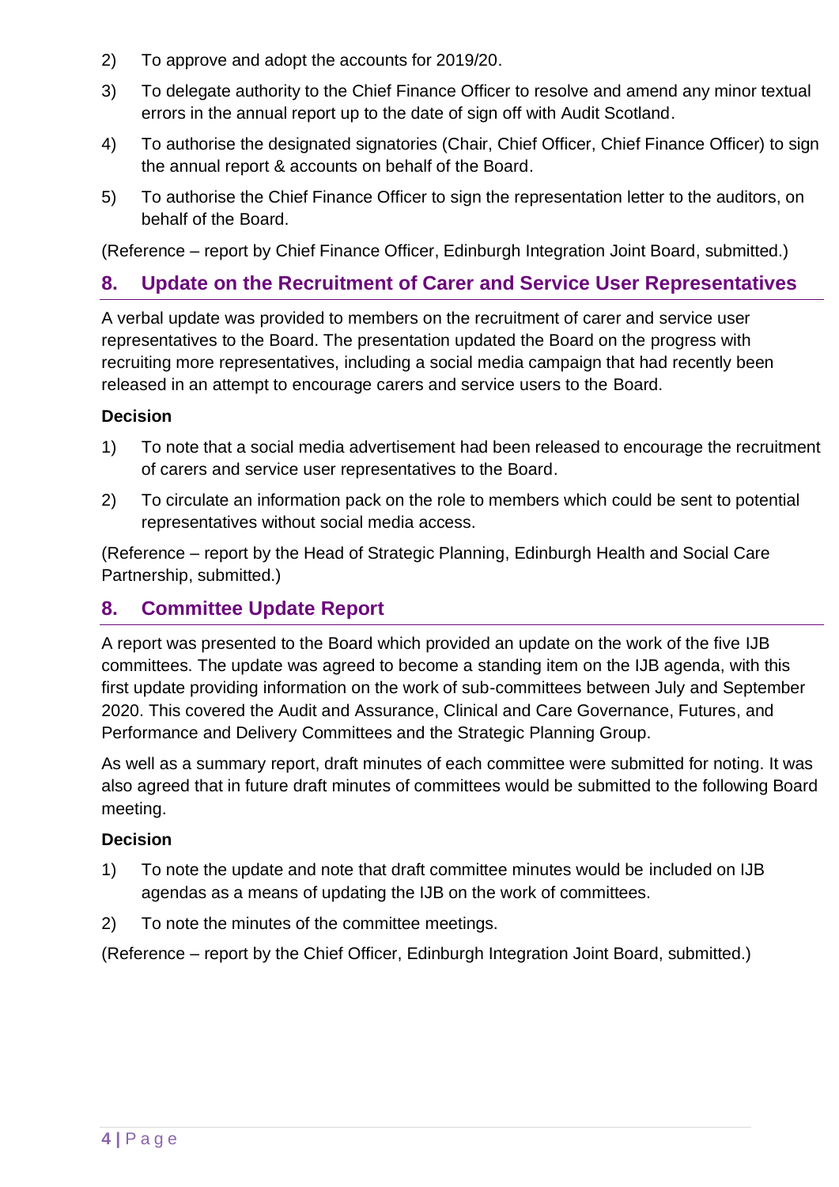2) To approve and adopt the accounts for 2019/20.

3) To delegate authority to the Chief Finance Officer to resolve and amend any minor textual errors in the annual report up to the date of sign off with Audit Scotland.

4) To authorise the designated signatories (Chair, Chief Officer, Chief Finance Officer) to sign the annual report & accounts on behalf of the Board.

5) To authorise the Chief Finance Officer to sign the representation letter to the auditors, on behalf of the Board.

(Reference – report by Chief Finance Officer, Edinburgh Integration Joint Board, submitted.)

## 8. Update on the Recruitment of Carer and Service User Representatives

A verbal update was provided to members on the recruitment of carer and service user representatives to the Board. The presentation updated the Board on the progress with recruiting more representatives, including a social media campaign that had recently been released in an attempt to encourage carers and service users to the Board.

**Decision**

1) To note that a social media advertisement had been released to encourage the recruitment of carers and service user representatives to the Board.

2) To circulate an information pack on the role to members which could be sent to potential representatives without social media access.

(Reference – report by the Head of Strategic Planning, Edinburgh Health and Social Care Partnership, submitted.)

## 8. Committee Update Report

A report was presented to the Board which provided an update on the work of the five IJB committees. The update was agreed to become a standing item on the IJB agenda, with this first update providing information on the work of sub-committees between July and September 2020. This covered the Audit and Assurance, Clinical and Care Governance, Futures, and Performance and Delivery Committees and the Strategic Planning Group.

As well as a summary report, draft minutes of each committee were submitted for noting. It was also agreed that in future draft minutes of committees would be submitted to the following Board meeting.

**Decision**

1) To note the update and note that draft committee minutes would be included on IJB agendas as a means of updating the IJB on the work of committees.

2) To note the minutes of the committee meetings.

(Reference – report by the Chief Officer, Edinburgh Integration Joint Board, submitted.)